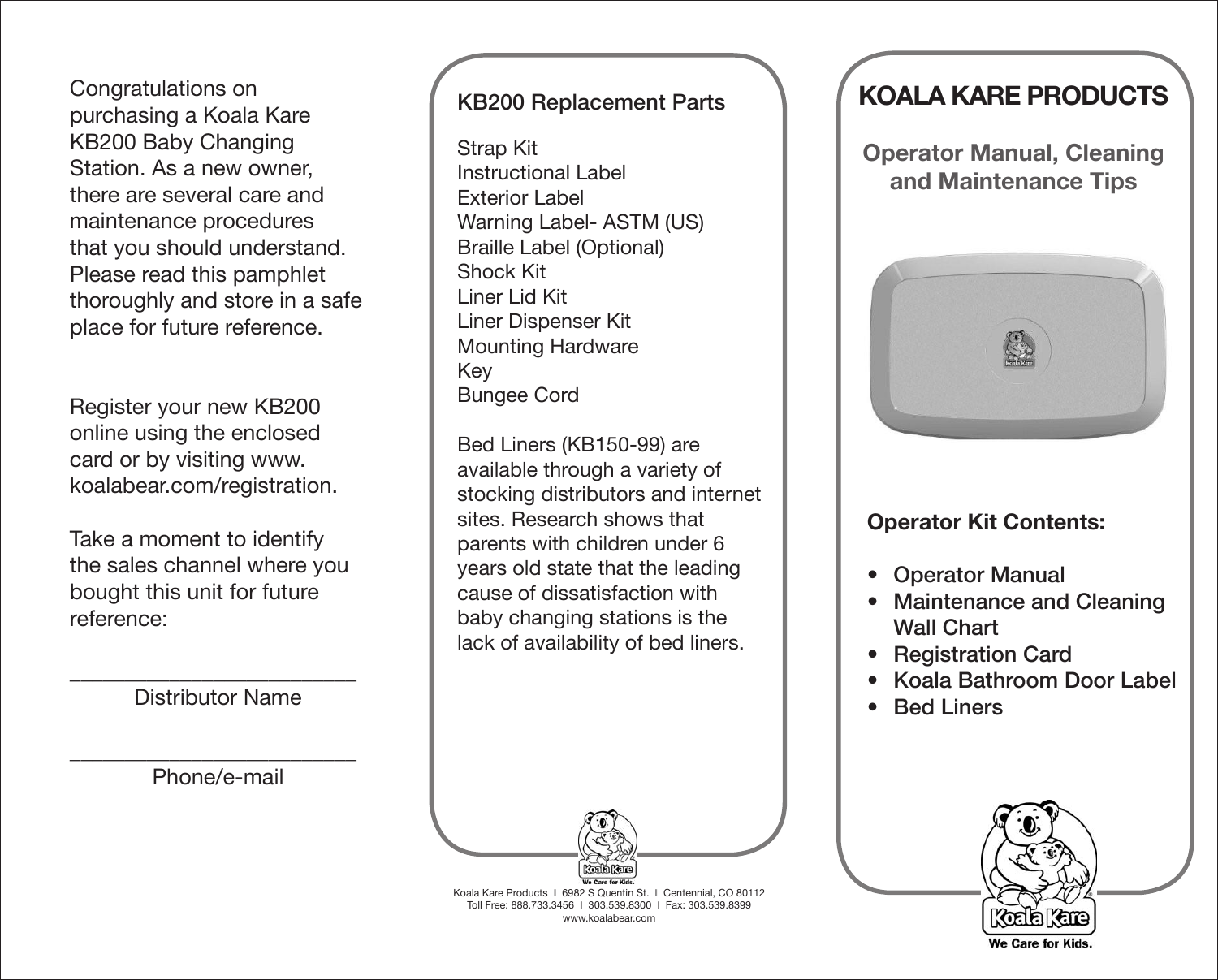Congratulations on purchasing a Koala Kare KB200 Baby Changing Station. As a new owner, there are several care and maintenance procedures that you should understand. Please read this pamphlet thoroughly and store in a safe place for future reference.

Register your new KB200 online using the enclosed card or by visiting www.koalabear.com/registration.

Take a moment to identify the sales channel where you bought this unit for future reference:

\_\_\_\_\_\_\_\_\_\_\_\_\_\_\_\_\_\_\_\_\_\_\_\_\_\_\_

Distributor Name

\_\_\_\_\_\_\_\_\_\_\_\_\_\_\_\_\_\_\_\_\_\_\_\_\_\_\_

Phone/e-mail

## KB200 Replacement Parts

Strap Kit
Instructional Label
Exterior Label
Warning Label- ASTM (US)
Braille Label (Optional)
Shock Kit
Liner Lid Kit
Liner Dispenser Kit
Mounting Hardware
Key
Bungee Cord

Bed Liners (KB150-99) are available through a variety of stocking distributors and internet sites. Research shows that parents with children under 6 years old state that the leading cause of dissatisfaction with baby changing stations is the lack of availability of bed liners.

Koala Kare Products | 6982 S Quentin St. | Centennial, CO 80112
Toll Free: 888.733.3456 | 303.539.8300 | Fax: 303.539.8399
www.koalabear.com

# KOALA KARE PRODUCTS

## Operator Manual, Cleaning and Maintenance Tips

### Operator Kit Contents:

- Operator Manual
- Maintenance and Cleaning Wall Chart
- Registration Card
- Koala Bathroom Door Label
- Bed Liners

Koala Kare
We Care for Kids.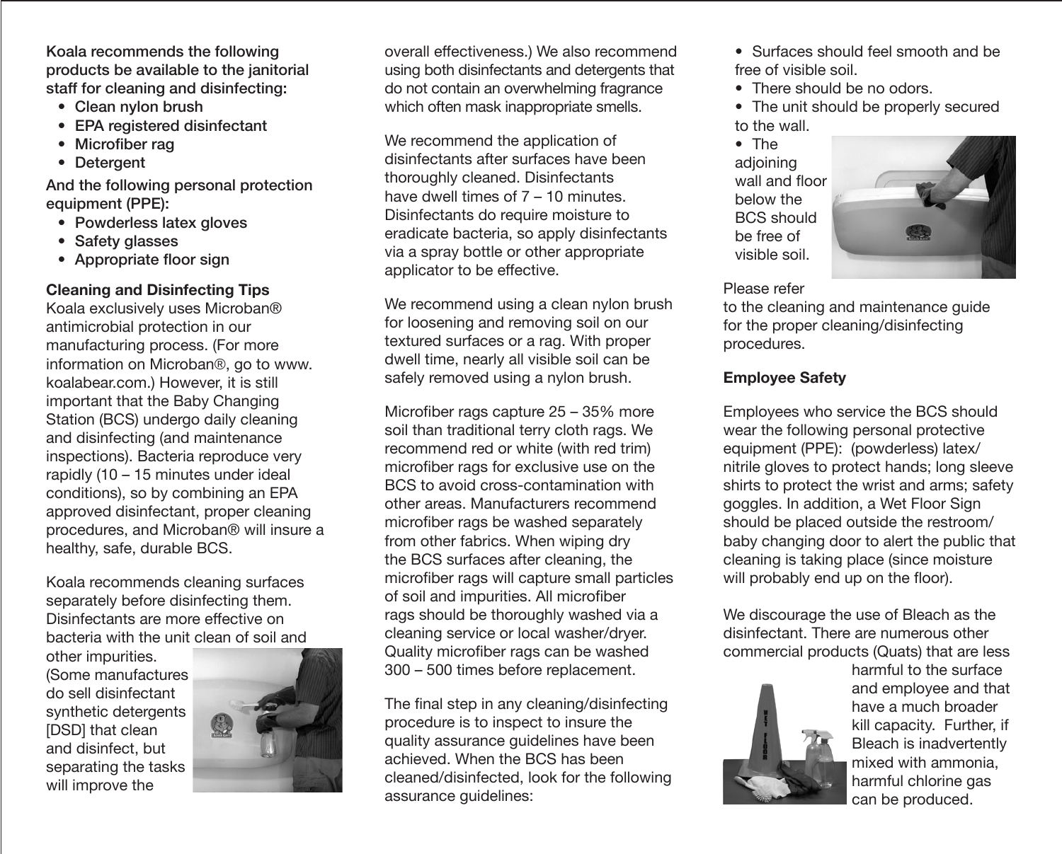**Koala recommends the following products be available to the janitorial staff for cleaning and disinfecting:**

- **Clean nylon brush**
- **EPA registered disinfectant**
- **Microfiber rag**
- **Detergent**

**And the following personal protection equipment (PPE):**

- **Powderless latex gloves**
- **Safety glasses**
- **Appropriate floor sign**

**Cleaning and Disinfecting Tips**

Koala exclusively uses Microban® antimicrobial protection in our manufacturing process. (For more information on Microban®, go to www.koalabear.com.) However, it is still important that the Baby Changing Station (BCS) undergo daily cleaning and disinfecting (and maintenance inspections). Bacteria reproduce very rapidly (10 – 15 minutes under ideal conditions), so by combining an EPA approved disinfectant, proper cleaning procedures, and Microban® will insure a healthy, safe, durable BCS.

Koala recommends cleaning surfaces separately before disinfecting them. Disinfectants are more effective on bacteria with the unit clean of soil and other impurities. (Some manufactures do sell disinfectant synthetic detergents [DSD] that clean and disinfect, but separating the tasks will improve the overall effectiveness.) We also recommend using both disinfectants and detergents that do not contain an overwhelming fragrance which often mask inappropriate smells.

We recommend the application of disinfectants after surfaces have been thoroughly cleaned. Disinfectants have dwell times of 7 – 10 minutes. Disinfectants do require moisture to eradicate bacteria, so apply disinfectants via a spray bottle or other appropriate applicator to be effective.

We recommend using a clean nylon brush for loosening and removing soil on our textured surfaces or a rag. With proper dwell time, nearly all visible soil can be safely removed using a nylon brush.

Microfiber rags capture 25 – 35% more soil than traditional terry cloth rags. We recommend red or white (with red trim) microfiber rags for exclusive use on the BCS to avoid cross-contamination with other areas. Manufacturers recommend microfiber rags be washed separately from other fabrics. When wiping dry the BCS surfaces after cleaning, the microfiber rags will capture small particles of soil and impurities. All microfiber rags should be thoroughly washed via a cleaning service or local washer/dryer. Quality microfiber rags can be washed 300 – 500 times before replacement.

The final step in any cleaning/disinfecting procedure is to inspect to insure the quality assurance guidelines have been achieved. When the BCS has been cleaned/disinfected, look for the following assurance guidelines:

- Surfaces should feel smooth and be free of visible soil.
- There should be no odors.
- The unit should be properly secured to the wall.
- The adjoining wall and floor below the BCS should be free of visible soil.

Please refer to the cleaning and maintenance guide for the proper cleaning/disinfecting procedures.

**Employee Safety**

Employees who service the BCS should wear the following personal protective equipment (PPE): (powderless) latex/nitrile gloves to protect hands; long sleeve shirts to protect the wrist and arms; safety goggles. In addition, a Wet Floor Sign should be placed outside the restroom/baby changing door to alert the public that cleaning is taking place (since moisture will probably end up on the floor).

We discourage the use of Bleach as the disinfectant. There are numerous other commercial products (Quats) that are less harmful to the surface and employee and that have a much broader kill capacity. Further, if Bleach is inadvertently mixed with ammonia, harmful chlorine gas can be produced.